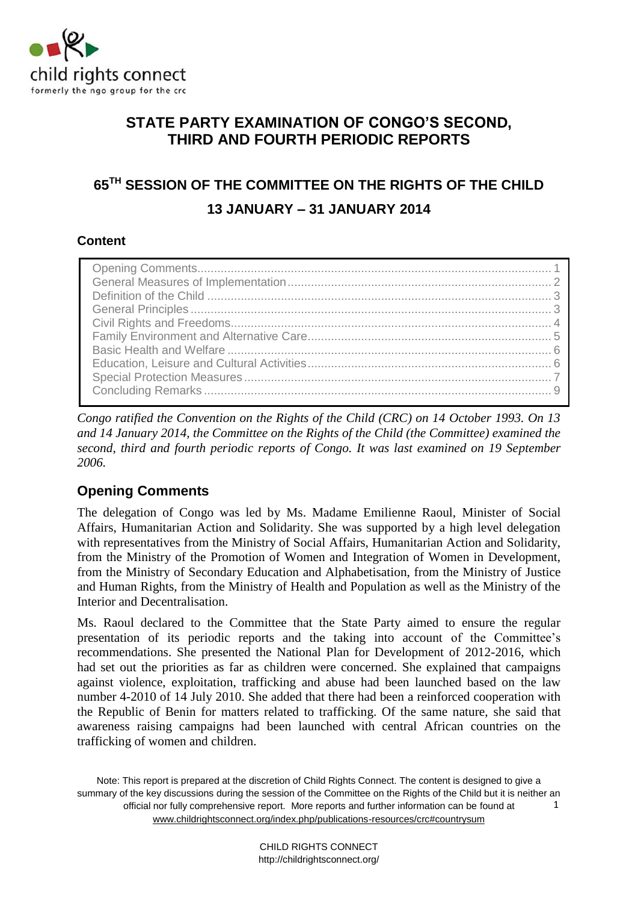# STATE PARTY EXAMINATION OF CONGO'S SECOND, THIRD AND FOURTH PERIODIC REPORTS

## 65[TH] SESSION OF THE COMMITTEE ON THE RIGHTS OF THE CHILD

## 13 JANUARY – 31 JANUARY 2014

### Content

- Opening Comments ........ 1
- General Measures of Implementation ........ 2
- Definition of the Child ........ 3
- General Principles ........ 3
- Civil Rights and Freedoms ........ 4
- Family Environment and Alternative Care ........ 5
- Basic Health and Welfare ........ 6
- Education, Leisure and Cultural Activities ........ 6
- Special Protection Measures ........ 7
- Concluding Remarks ........ 9

*Congo ratified the Convention on the Rights of the Child (CRC) on 14 October 1993. On 13 and 14 January 2014, the Committee on the Rights of the Child (the Committee) examined the second, third and fourth periodic reports of Congo. It was last examined on 19 September 2006.*

## Opening Comments

The delegation of Congo was led by Ms. Madame Emilienne Raoul, Minister of Social Affairs, Humanitarian Action and Solidarity. She was supported by a high level delegation with representatives from the Ministry of Social Affairs, Humanitarian Action and Solidarity, from the Ministry of the Promotion of Women and Integration of Women in Development, from the Ministry of Secondary Education and Alphabetisation, from the Ministry of Justice and Human Rights, from the Ministry of Health and Population as well as the Ministry of the Interior and Decentralisation.

Ms. Raoul declared to the Committee that the State Party aimed to ensure the regular presentation of its periodic reports and the taking into account of the Committee's recommendations. She presented the National Plan for Development of 2012-2016, which had set out the priorities as far as children were concerned. She explained that campaigns against violence, exploitation, trafficking and abuse had been launched based on the law number 4-2010 of 14 July 2010. She added that there had been a reinforced cooperation with the Republic of Benin for matters related to trafficking. Of the same nature, she said that awareness raising campaigns had been launched with central African countries on the trafficking of women and children.

Note: This report is prepared at the discretion of Child Rights Connect. The content is designed to give a summary of the key discussions during the session of the Committee on the Rights of the Child but it is neither an official nor fully comprehensive report. More reports and further information can be found at www.childrightsconnect.org/index.php/publications-resources/crc#countrysum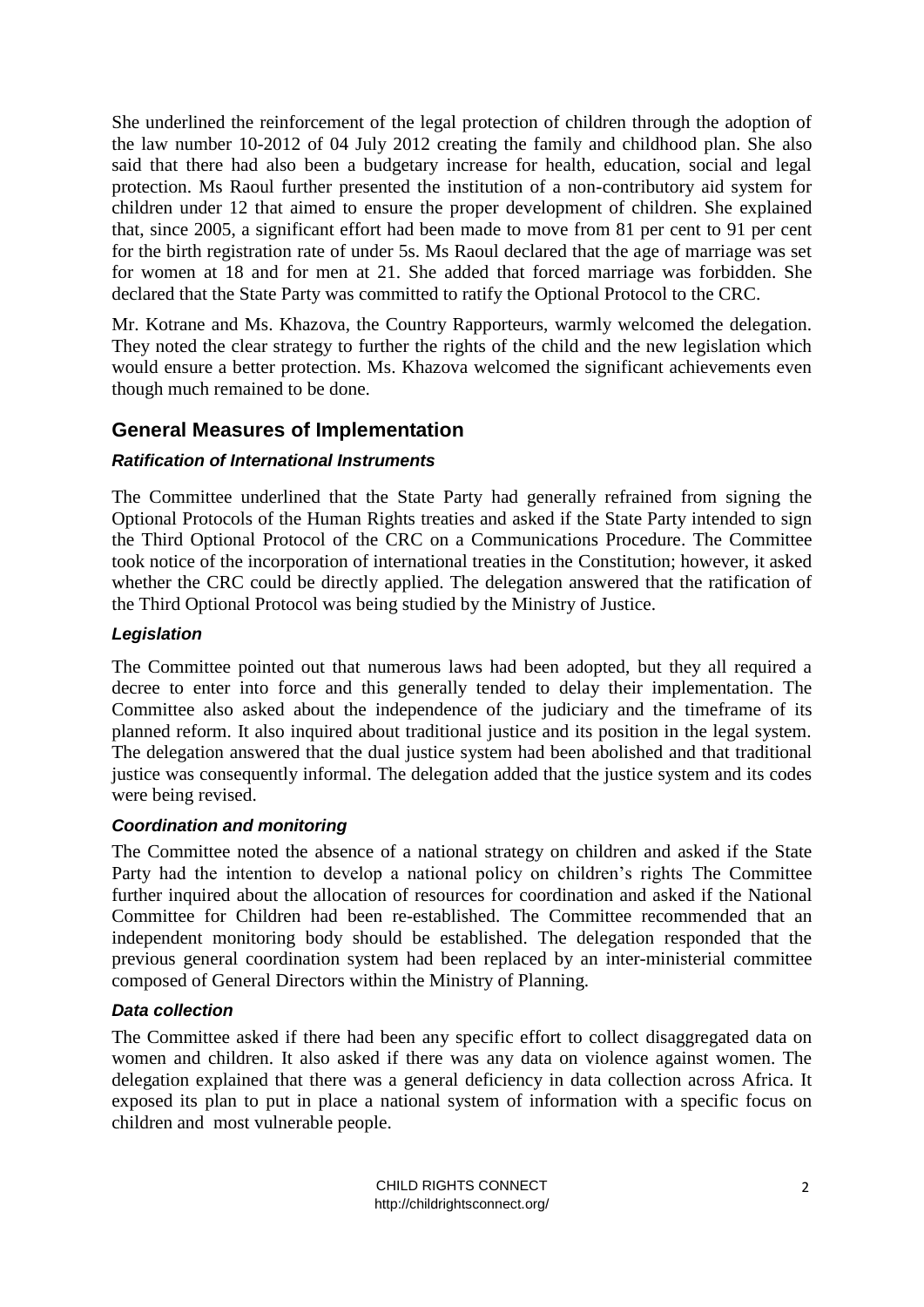She underlined the reinforcement of the legal protection of children through the adoption of the law number 10-2012 of 04 July 2012 creating the family and childhood plan. She also said that there had also been a budgetary increase for health, education, social and legal protection. Ms Raoul further presented the institution of a non-contributory aid system for children under 12 that aimed to ensure the proper development of children. She explained that, since 2005, a significant effort had been made to move from 81 per cent to 91 per cent for the birth registration rate of under 5s. Ms Raoul declared that the age of marriage was set for women at 18 and for men at 21. She added that forced marriage was forbidden. She declared that the State Party was committed to ratify the Optional Protocol to the CRC.

Mr. Kotrane and Ms. Khazova, the Country Rapporteurs, warmly welcomed the delegation. They noted the clear strategy to further the rights of the child and the new legislation which would ensure a better protection. Ms. Khazova welcomed the significant achievements even though much remained to be done.

## General Measures of Implementation

### *Ratification of International Instruments*

The Committee underlined that the State Party had generally refrained from signing the Optional Protocols of the Human Rights treaties and asked if the State Party intended to sign the Third Optional Protocol of the CRC on a Communications Procedure. The Committee took notice of the incorporation of international treaties in the Constitution; however, it asked whether the CRC could be directly applied. The delegation answered that the ratification of the Third Optional Protocol was being studied by the Ministry of Justice.

### *Legislation*

The Committee pointed out that numerous laws had been adopted, but they all required a decree to enter into force and this generally tended to delay their implementation. The Committee also asked about the independence of the judiciary and the timeframe of its planned reform. It also inquired about traditional justice and its position in the legal system. The delegation answered that the dual justice system had been abolished and that traditional justice was consequently informal. The delegation added that the justice system and its codes were being revised.

### *Coordination and monitoring*

The Committee noted the absence of a national strategy on children and asked if the State Party had the intention to develop a national policy on children's rights The Committee further inquired about the allocation of resources for coordination and asked if the National Committee for Children had been re-established. The Committee recommended that an independent monitoring body should be established. The delegation responded that the previous general coordination system had been replaced by an inter-ministerial committee composed of General Directors within the Ministry of Planning.

### *Data collection*

The Committee asked if there had been any specific effort to collect disaggregated data on women and children. It also asked if there was any data on violence against women. The delegation explained that there was a general deficiency in data collection across Africa. It exposed its plan to put in place a national system of information with a specific focus on children and most vulnerable people.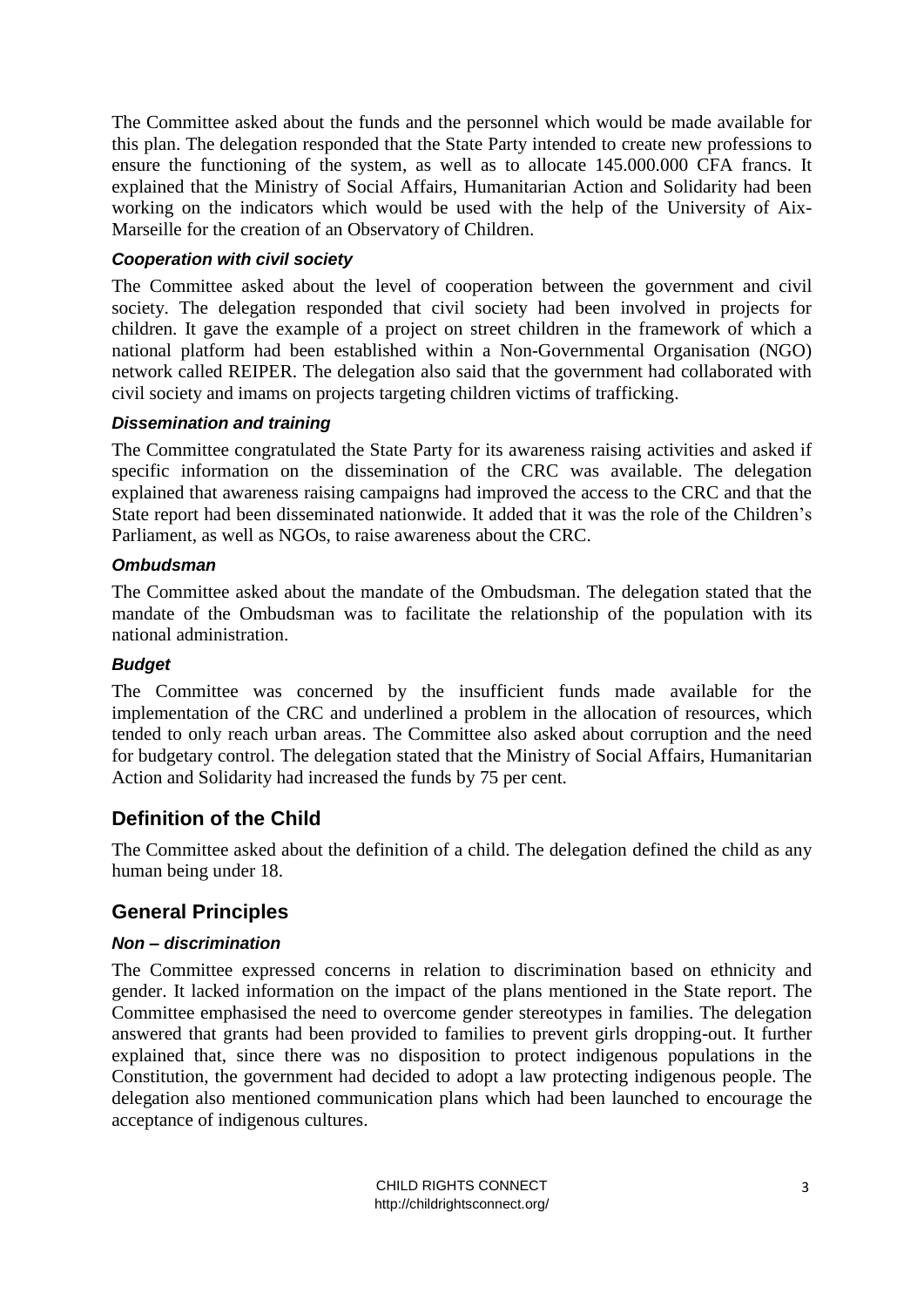The Committee asked about the funds and the personnel which would be made available for this plan. The delegation responded that the State Party intended to create new professions to ensure the functioning of the system, as well as to allocate 145.000.000 CFA francs. It explained that the Ministry of Social Affairs, Humanitarian Action and Solidarity had been working on the indicators which would be used with the help of the University of Aix-Marseille for the creation of an Observatory of Children.

### *Cooperation with civil society*

The Committee asked about the level of cooperation between the government and civil society. The delegation responded that civil society had been involved in projects for children. It gave the example of a project on street children in the framework of which a national platform had been established within a Non-Governmental Organisation (NGO) network called REIPER. The delegation also said that the government had collaborated with civil society and imams on projects targeting children victims of trafficking.

### *Dissemination and training*

The Committee congratulated the State Party for its awareness raising activities and asked if specific information on the dissemination of the CRC was available. The delegation explained that awareness raising campaigns had improved the access to the CRC and that the State report had been disseminated nationwide. It added that it was the role of the Children's Parliament, as well as NGOs, to raise awareness about the CRC.

### *Ombudsman*

The Committee asked about the mandate of the Ombudsman. The delegation stated that the mandate of the Ombudsman was to facilitate the relationship of the population with its national administration.

### *Budget*

The Committee was concerned by the insufficient funds made available for the implementation of the CRC and underlined a problem in the allocation of resources, which tended to only reach urban areas. The Committee also asked about corruption and the need for budgetary control. The delegation stated that the Ministry of Social Affairs, Humanitarian Action and Solidarity had increased the funds by 75 per cent.

## Definition of the Child

The Committee asked about the definition of a child. The delegation defined the child as any human being under 18.

## General Principles

### *Non – discrimination*

The Committee expressed concerns in relation to discrimination based on ethnicity and gender. It lacked information on the impact of the plans mentioned in the State report. The Committee emphasised the need to overcome gender stereotypes in families. The delegation answered that grants had been provided to families to prevent girls dropping-out. It further explained that, since there was no disposition to protect indigenous populations in the Constitution, the government had decided to adopt a law protecting indigenous people. The delegation also mentioned communication plans which had been launched to encourage the acceptance of indigenous cultures.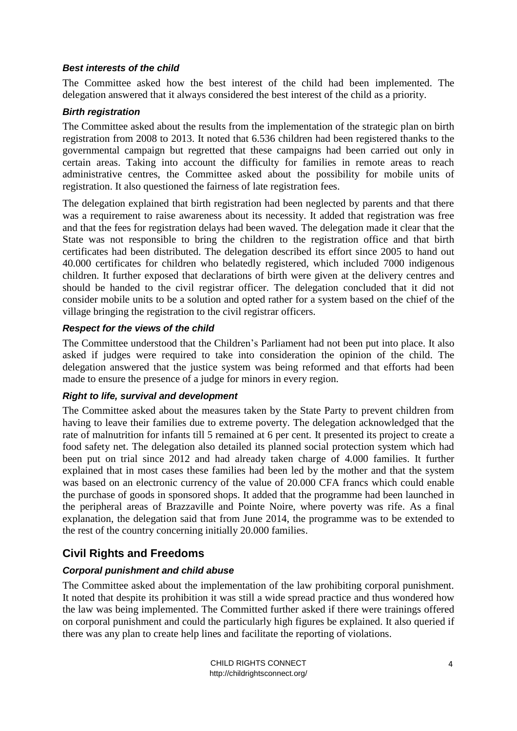### *Best interests of the child*

The Committee asked how the best interest of the child had been implemented. The delegation answered that it always considered the best interest of the child as a priority.

### *Birth registration*

The Committee asked about the results from the implementation of the strategic plan on birth registration from 2008 to 2013. It noted that 6.536 children had been registered thanks to the governmental campaign but regretted that these campaigns had been carried out only in certain areas. Taking into account the difficulty for families in remote areas to reach administrative centres, the Committee asked about the possibility for mobile units of registration. It also questioned the fairness of late registration fees.

The delegation explained that birth registration had been neglected by parents and that there was a requirement to raise awareness about its necessity. It added that registration was free and that the fees for registration delays had been waved. The delegation made it clear that the State was not responsible to bring the children to the registration office and that birth certificates had been distributed. The delegation described its effort since 2005 to hand out 40.000 certificates for children who belatedly registered, which included 7000 indigenous children. It further exposed that declarations of birth were given at the delivery centres and should be handed to the civil registrar officer. The delegation concluded that it did not consider mobile units to be a solution and opted rather for a system based on the chief of the village bringing the registration to the civil registrar officers.

### *Respect for the views of the child*

The Committee understood that the Children's Parliament had not been put into place. It also asked if judges were required to take into consideration the opinion of the child. The delegation answered that the justice system was being reformed and that efforts had been made to ensure the presence of a judge for minors in every region.

### *Right to life, survival and development*

The Committee asked about the measures taken by the State Party to prevent children from having to leave their families due to extreme poverty. The delegation acknowledged that the rate of malnutrition for infants till 5 remained at 6 per cent. It presented its project to create a food safety net. The delegation also detailed its planned social protection system which had been put on trial since 2012 and had already taken charge of 4.000 families. It further explained that in most cases these families had been led by the mother and that the system was based on an electronic currency of the value of 20.000 CFA francs which could enable the purchase of goods in sponsored shops. It added that the programme had been launched in the peripheral areas of Brazzaville and Pointe Noire, where poverty was rife. As a final explanation, the delegation said that from June 2014, the programme was to be extended to the rest of the country concerning initially 20.000 families.

## Civil Rights and Freedoms

### *Corporal punishment and child abuse*

The Committee asked about the implementation of the law prohibiting corporal punishment. It noted that despite its prohibition it was still a wide spread practice and thus wondered how the law was being implemented. The Committed further asked if there were trainings offered on corporal punishment and could the particularly high figures be explained. It also queried if there was any plan to create help lines and facilitate the reporting of violations.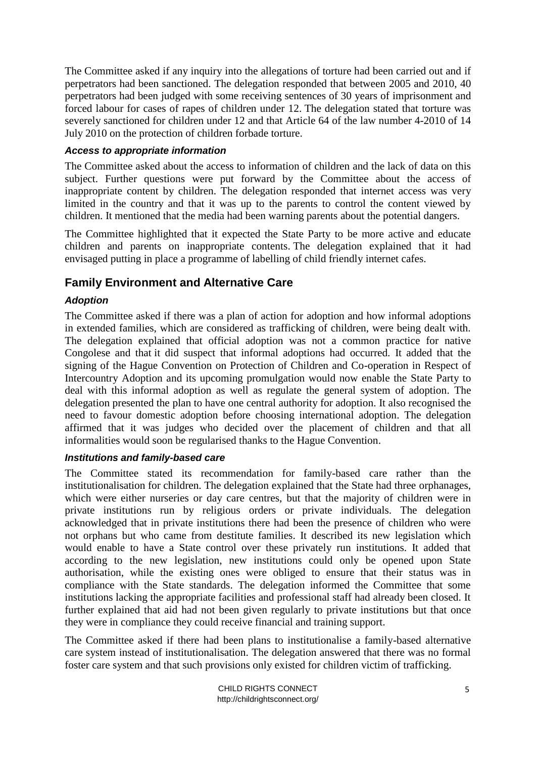The Committee asked if any inquiry into the allegations of torture had been carried out and if perpetrators had been sanctioned. The delegation responded that between 2005 and 2010, 40 perpetrators had been judged with some receiving sentences of 30 years of imprisonment and forced labour for cases of rapes of children under 12. The delegation stated that torture was severely sanctioned for children under 12 and that Article 64 of the law number 4-2010 of 14 July 2010 on the protection of children forbade torture.

### *Access to appropriate information*

The Committee asked about the access to information of children and the lack of data on this subject. Further questions were put forward by the Committee about the access of inappropriate content by children. The delegation responded that internet access was very limited in the country and that it was up to the parents to control the content viewed by children. It mentioned that the media had been warning parents about the potential dangers.

The Committee highlighted that it expected the State Party to be more active and educate children and parents on inappropriate contents. The delegation explained that it had envisaged putting in place a programme of labelling of child friendly internet cafes.

## Family Environment and Alternative Care

### *Adoption*

The Committee asked if there was a plan of action for adoption and how informal adoptions in extended families, which are considered as trafficking of children, were being dealt with. The delegation explained that official adoption was not a common practice for native Congolese and that it did suspect that informal adoptions had occurred. It added that the signing of the Hague Convention on Protection of Children and Co-operation in Respect of Intercountry Adoption and its upcoming promulgation would now enable the State Party to deal with this informal adoption as well as regulate the general system of adoption. The delegation presented the plan to have one central authority for adoption. It also recognised the need to favour domestic adoption before choosing international adoption. The delegation affirmed that it was judges who decided over the placement of children and that all informalities would soon be regularised thanks to the Hague Convention.

### *Institutions and family-based care*

The Committee stated its recommendation for family-based care rather than the institutionalisation for children. The delegation explained that the State had three orphanages, which were either nurseries or day care centres, but that the majority of children were in private institutions run by religious orders or private individuals. The delegation acknowledged that in private institutions there had been the presence of children who were not orphans but who came from destitute families. It described its new legislation which would enable to have a State control over these privately run institutions. It added that according to the new legislation, new institutions could only be opened upon State authorisation, while the existing ones were obliged to ensure that their status was in compliance with the State standards. The delegation informed the Committee that some institutions lacking the appropriate facilities and professional staff had already been closed. It further explained that aid had not been given regularly to private institutions but that once they were in compliance they could receive financial and training support.

The Committee asked if there had been plans to institutionalise a family-based alternative care system instead of institutionalisation. The delegation answered that there was no formal foster care system and that such provisions only existed for children victim of trafficking.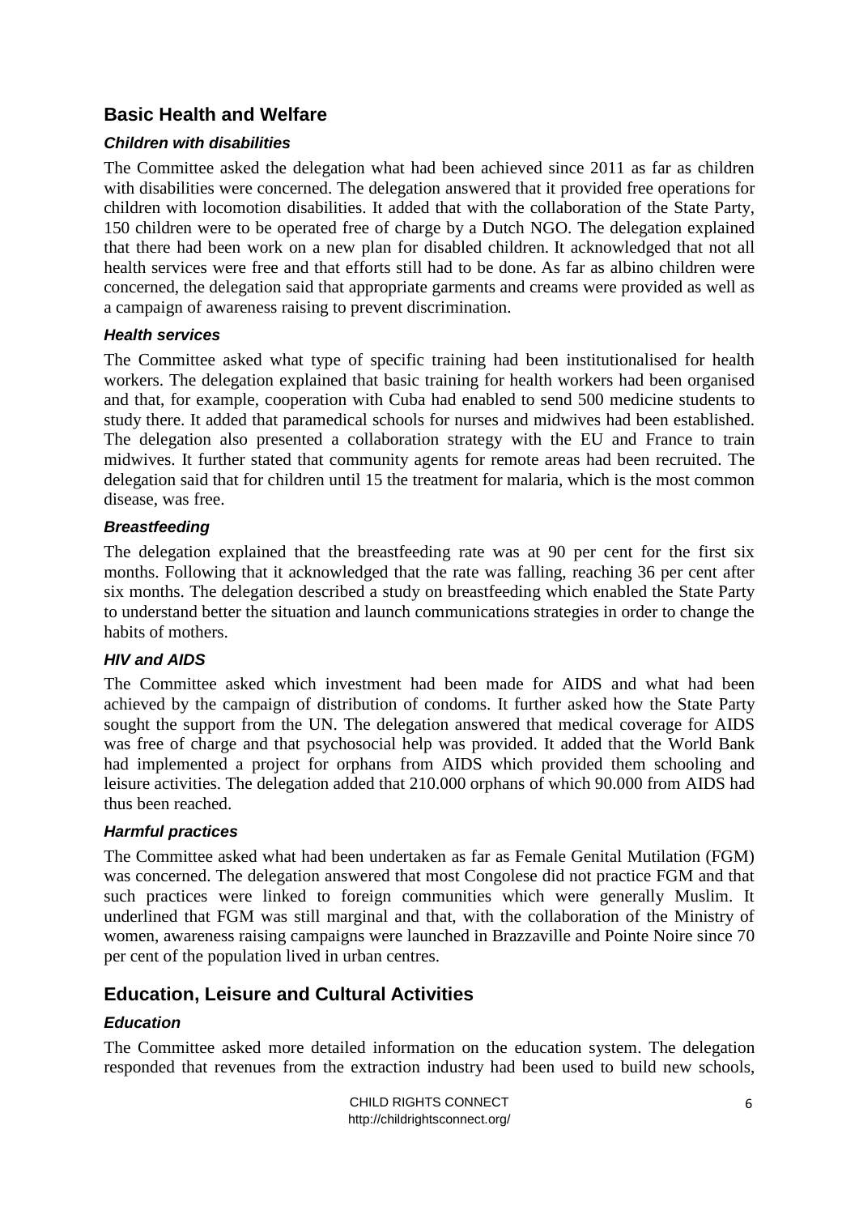## Basic Health and Welfare

### *Children with disabilities*

The Committee asked the delegation what had been achieved since 2011 as far as children with disabilities were concerned. The delegation answered that it provided free operations for children with locomotion disabilities. It added that with the collaboration of the State Party, 150 children were to be operated free of charge by a Dutch NGO. The delegation explained that there had been work on a new plan for disabled children. It acknowledged that not all health services were free and that efforts still had to be done. As far as albino children were concerned, the delegation said that appropriate garments and creams were provided as well as a campaign of awareness raising to prevent discrimination.

### *Health services*

The Committee asked what type of specific training had been institutionalised for health workers. The delegation explained that basic training for health workers had been organised and that, for example, cooperation with Cuba had enabled to send 500 medicine students to study there. It added that paramedical schools for nurses and midwives had been established. The delegation also presented a collaboration strategy with the EU and France to train midwives. It further stated that community agents for remote areas had been recruited. The delegation said that for children until 15 the treatment for malaria, which is the most common disease, was free.

### *Breastfeeding*

The delegation explained that the breastfeeding rate was at 90 per cent for the first six months. Following that it acknowledged that the rate was falling, reaching 36 per cent after six months. The delegation described a study on breastfeeding which enabled the State Party to understand better the situation and launch communications strategies in order to change the habits of mothers.

### *HIV and AIDS*

The Committee asked which investment had been made for AIDS and what had been achieved by the campaign of distribution of condoms. It further asked how the State Party sought the support from the UN. The delegation answered that medical coverage for AIDS was free of charge and that psychosocial help was provided. It added that the World Bank had implemented a project for orphans from AIDS which provided them schooling and leisure activities. The delegation added that 210.000 orphans of which 90.000 from AIDS had thus been reached.

### *Harmful practices*

The Committee asked what had been undertaken as far as Female Genital Mutilation (FGM) was concerned. The delegation answered that most Congolese did not practice FGM and that such practices were linked to foreign communities which were generally Muslim. It underlined that FGM was still marginal and that, with the collaboration of the Ministry of women, awareness raising campaigns were launched in Brazzaville and Pointe Noire since 70 per cent of the population lived in urban centres.

## Education, Leisure and Cultural Activities

### *Education*

The Committee asked more detailed information on the education system. The delegation responded that revenues from the extraction industry had been used to build new schools,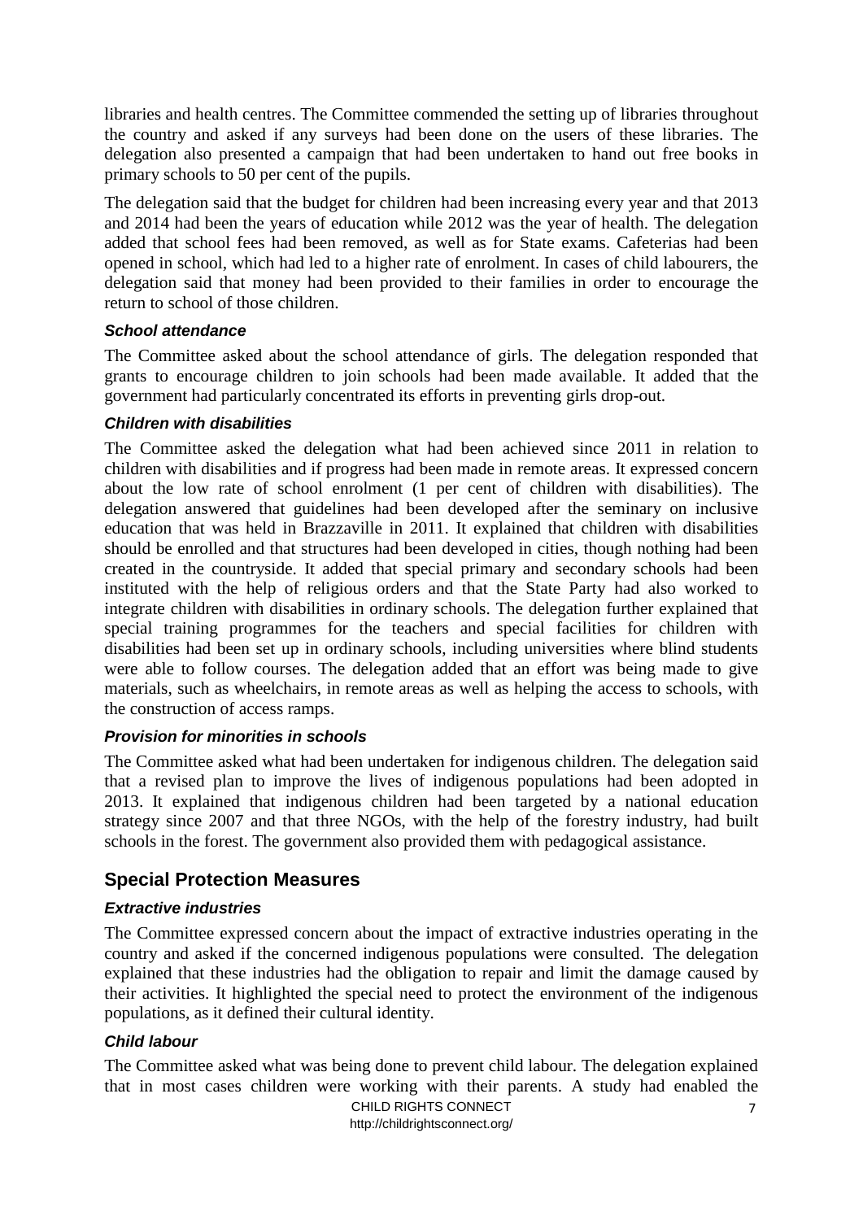libraries and health centres. The Committee commended the setting up of libraries throughout the country and asked if any surveys had been done on the users of these libraries. The delegation also presented a campaign that had been undertaken to hand out free books in primary schools to 50 per cent of the pupils.

The delegation said that the budget for children had been increasing every year and that 2013 and 2014 had been the years of education while 2012 was the year of health. The delegation added that school fees had been removed, as well as for State exams. Cafeterias had been opened in school, which had led to a higher rate of enrolment. In cases of child labourers, the delegation said that money had been provided to their families in order to encourage the return to school of those children.

### *School attendance*

The Committee asked about the school attendance of girls. The delegation responded that grants to encourage children to join schools had been made available. It added that the government had particularly concentrated its efforts in preventing girls drop-out.

### *Children with disabilities*

The Committee asked the delegation what had been achieved since 2011 in relation to children with disabilities and if progress had been made in remote areas. It expressed concern about the low rate of school enrolment (1 per cent of children with disabilities). The delegation answered that guidelines had been developed after the seminar on inclusive education that was held in Brazzaville in 2011. It explained that children with disabilities should be enrolled and that structures had been developed in cities, though nothing had been created in the countryside. It added that special primary and secondary schools had been instituted with the help of religious orders and that the State Party had also worked to integrate children with disabilities in ordinary schools. The delegation further explained that special training programmes for the teachers and special facilities for children with disabilities had been set up in ordinary schools, including universities where blind students were able to follow courses. The delegation added that an effort was being made to give materials, such as wheelchairs, in remote areas as well as helping the access to schools, with the construction of access ramps.

### *Provision for minorities in schools*

The Committee asked what had been undertaken for indigenous children. The delegation said that a revised plan to improve the lives of indigenous populations had been adopted in 2013. It explained that indigenous children had been targeted by a national education strategy since 2007 and that three NGOs, with the help of the forestry industry, had built schools in the forest. The government also provided them with pedagogical assistance.

## Special Protection Measures

### *Extractive industries*

The Committee expressed concern about the impact of extractive industries operating in the country and asked if the concerned indigenous populations were consulted. The delegation explained that these industries had the obligation to repair and limit the damage caused by their activities. It highlighted the special need to protect the environment of the indigenous populations, as it defined their cultural identity.

### *Child labour*

The Committee asked what was being done to prevent child labour. The delegation explained that in most cases children were working with their parents. A study had enabled the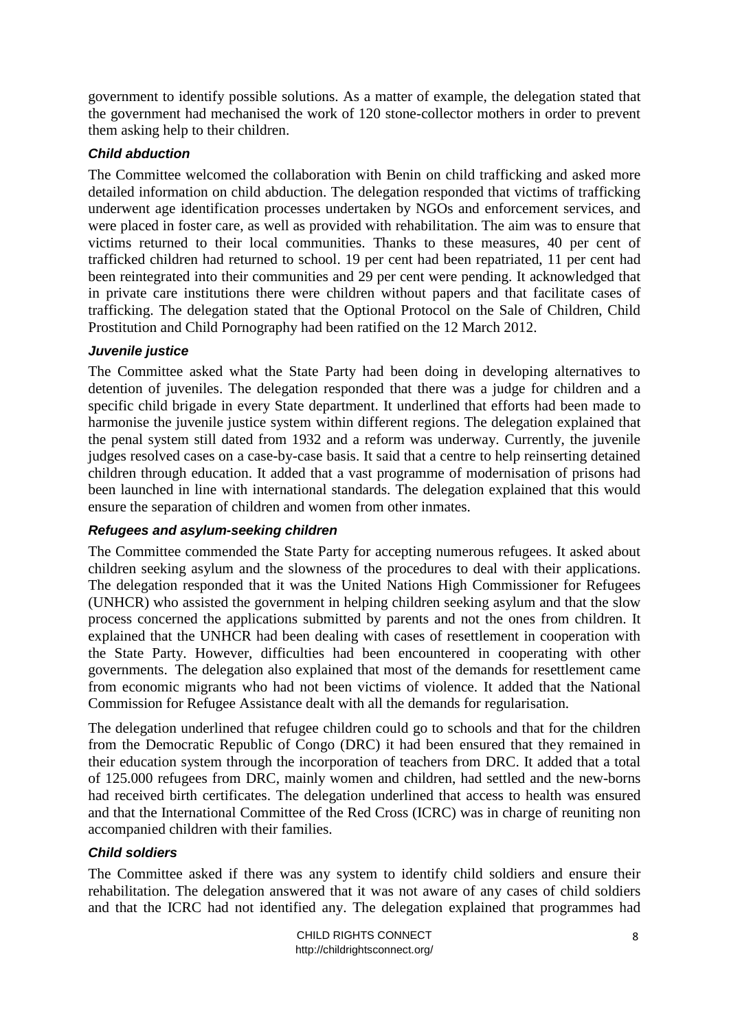government to identify possible solutions. As a matter of example, the delegation stated that the government had mechanised the work of 120 stone-collector mothers in order to prevent them asking help to their children.

### *Child abduction*

The Committee welcomed the collaboration with Benin on child trafficking and asked more detailed information on child abduction. The delegation responded that victims of trafficking underwent age identification processes undertaken by NGOs and enforcement services, and were placed in foster care, as well as provided with rehabilitation. The aim was to ensure that victims returned to their local communities. Thanks to these measures, 40 per cent of trafficked children had returned to school. 19 per cent had been repatriated, 11 per cent had been reintegrated into their communities and 29 per cent were pending. It acknowledged that in private care institutions there were children without papers and that facilitate cases of trafficking. The delegation stated that the Optional Protocol on the Sale of Children, Child Prostitution and Child Pornography had been ratified on the 12 March 2012.

### *Juvenile justice*

The Committee asked what the State Party had been doing in developing alternatives to detention of juveniles. The delegation responded that there was a judge for children and a specific child brigade in every State department. It underlined that efforts had been made to harmonise the juvenile justice system within different regions. The delegation explained that the penal system still dated from 1932 and a reform was underway. Currently, the juvenile judges resolved cases on a case-by-case basis. It said that a centre to help reinserting detained children through education. It added that a vast programme of modernisation of prisons had been launched in line with international standards. The delegation explained that this would ensure the separation of children and women from other inmates.

### *Refugees and asylum-seeking children*

The Committee commended the State Party for accepting numerous refugees. It asked about children seeking asylum and the slowness of the procedures to deal with their applications. The delegation responded that it was the United Nations High Commissioner for Refugees (UNHCR) who assisted the government in helping children seeking asylum and that the slow process concerned the applications submitted by parents and not the ones from children. It explained that the UNHCR had been dealing with cases of resettlement in cooperation with the State Party. However, difficulties had been encountered in cooperating with other governments. The delegation also explained that most of the demands for resettlement came from economic migrants who had not been victims of violence. It added that the National Commission for Refugee Assistance dealt with all the demands for regularisation.

The delegation underlined that refugee children could go to schools and that for the children from the Democratic Republic of Congo (DRC) it had been ensured that they remained in their education system through the incorporation of teachers from DRC. It added that a total of 125.000 refugees from DRC, mainly women and children, had settled and the new-borns had received birth certificates. The delegation underlined that access to health was ensured and that the International Committee of the Red Cross (ICRC) was in charge of reuniting non accompanied children with their families.

### *Child soldiers*

The Committee asked if there was any system to identify child soldiers and ensure their rehabilitation. The delegation answered that it was not aware of any cases of child soldiers and that the ICRC had not identified any. The delegation explained that programmes had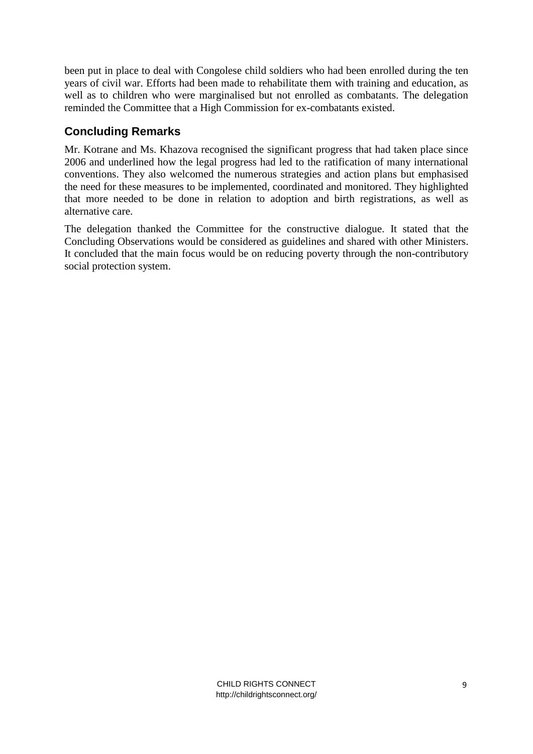been put in place to deal with Congolese child soldiers who had been enrolled during the ten years of civil war. Efforts had been made to rehabilitate them with training and education, as well as to children who were marginalised but not enrolled as combatants. The delegation reminded the Committee that a High Commission for ex-combatants existed.

## Concluding Remarks

Mr. Kotrane and Ms. Khazova recognised the significant progress that had taken place since 2006 and underlined how the legal progress had led to the ratification of many international conventions. They also welcomed the numerous strategies and action plans but emphasised the need for these measures to be implemented, coordinated and monitored. They highlighted that more needed to be done in relation to adoption and birth registrations, as well as alternative care.

The delegation thanked the Committee for the constructive dialogue. It stated that the Concluding Observations would be considered as guidelines and shared with other Ministers. It concluded that the main focus would be on reducing poverty through the non-contributory social protection system.